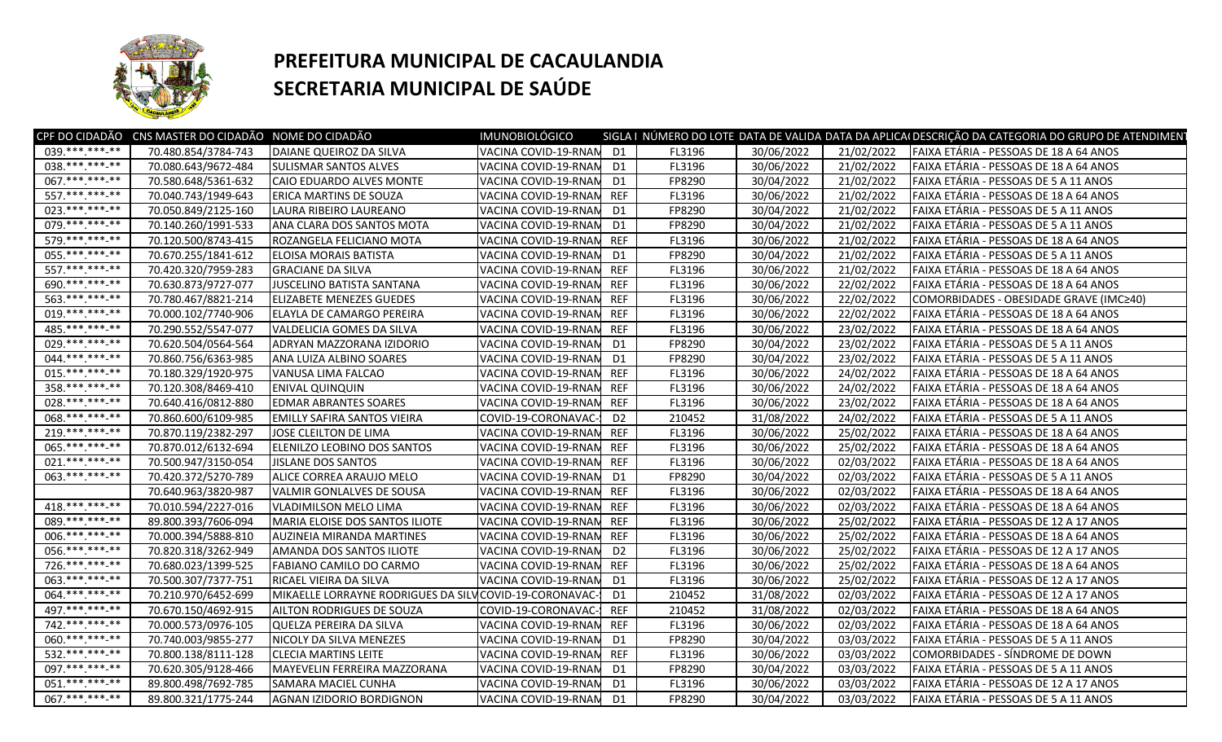# PREFEITURA MUNICIPAL DE CACAULANDIA
# SECRETARIA MUNICIPAL DE SAÚDE

| CPF DO CIDADÃO | CNS MASTER DO CIDADÃO | NOME DO CIDADÃO | IMUNOBIOLÓGICO | SIGLA I | NÚMERO DO LOTE | DATA DE VALIDA | DATA DA APLICA | DESCRIÇÃO DA CATEGORIA DO GRUPO DE ATENDIMENT |
|---|---|---|---|---|---|---|---|---|
| 039.***.***-** | 70.480.854/3784-743 | DAIANE QUEIROZ DA SILVA | VACINA COVID-19-RNAM | D1 | FL3196 | 30/06/2022 | 21/02/2022 | FAIXA ETÁRIA - PESSOAS DE 18 A 64 ANOS |
| 038.***.***-** | 70.080.643/9672-484 | SULISMAR SANTOS ALVES | VACINA COVID-19-RNAM | D1 | FL3196 | 30/06/2022 | 21/02/2022 | FAIXA ETÁRIA - PESSOAS DE 18 A 64 ANOS |
| 067.***.***-** | 70.580.648/5361-632 | CAIO EDUARDO ALVES MONTE | VACINA COVID-19-RNAM | D1 | FP8290 | 30/04/2022 | 21/02/2022 | FAIXA ETÁRIA - PESSOAS DE 5 A 11 ANOS |
| 557.***.***-** | 70.040.743/1949-643 | ERICA MARTINS DE SOUZA | VACINA COVID-19-RNAM | REF | FL3196 | 30/06/2022 | 21/02/2022 | FAIXA ETÁRIA - PESSOAS DE 18 A 64 ANOS |
| 023.***.***-** | 70.050.849/2125-160 | LAURA RIBEIRO LAUREANO | VACINA COVID-19-RNAM | D1 | FP8290 | 30/04/2022 | 21/02/2022 | FAIXA ETÁRIA - PESSOAS DE 5 A 11 ANOS |
| 079.***.***-** | 70.140.260/1991-533 | ANA CLARA DOS SANTOS MOTA | VACINA COVID-19-RNAM | D1 | FP8290 | 30/04/2022 | 21/02/2022 | FAIXA ETÁRIA - PESSOAS DE 5 A 11 ANOS |
| 579.***.***-** | 70.120.500/8743-415 | ROZANGELA FELICIANO MOTA | VACINA COVID-19-RNAM | REF | FL3196 | 30/06/2022 | 21/02/2022 | FAIXA ETÁRIA - PESSOAS DE 18 A 64 ANOS |
| 055.***.***-** | 70.670.255/1841-612 | ELOISA MORAIS BATISTA | VACINA COVID-19-RNAM | D1 | FP8290 | 30/04/2022 | 21/02/2022 | FAIXA ETÁRIA - PESSOAS DE 5 A 11 ANOS |
| 557.***.***-** | 70.420.320/7959-283 | GRACIANE DA SILVA | VACINA COVID-19-RNAM | REF | FL3196 | 30/06/2022 | 21/02/2022 | FAIXA ETÁRIA - PESSOAS DE 18 A 64 ANOS |
| 690.***.***-** | 70.630.873/9727-077 | JUSCELINO BATISTA SANTANA | VACINA COVID-19-RNAM | REF | FL3196 | 30/06/2022 | 22/02/2022 | FAIXA ETÁRIA - PESSOAS DE 18 A 64 ANOS |
| 563.***.***-** | 70.780.467/8821-214 | ELIZABETE MENEZES GUEDES | VACINA COVID-19-RNAM | REF | FL3196 | 30/06/2022 | 22/02/2022 | COMORBIDADES - OBESIDADE GRAVE (IMC≥40) |
| 019.***.***-** | 70.000.102/7740-906 | ELAYLA DE CAMARGO PEREIRA | VACINA COVID-19-RNAM | REF | FL3196 | 30/06/2022 | 22/02/2022 | FAIXA ETÁRIA - PESSOAS DE 18 A 64 ANOS |
| 485.***.***-** | 70.290.552/5547-077 | VALDELICIA GOMES DA SILVA | VACINA COVID-19-RNAM | REF | FL3196 | 30/06/2022 | 23/02/2022 | FAIXA ETÁRIA - PESSOAS DE 18 A 64 ANOS |
| 029.***.***-** | 70.620.504/0564-564 | ADRYAN MAZZORANA IZIDORIO | VACINA COVID-19-RNAM | D1 | FP8290 | 30/04/2022 | 23/02/2022 | FAIXA ETÁRIA - PESSOAS DE 5 A 11 ANOS |
| 044.***.***-** | 70.860.756/6363-985 | ANA LUIZA ALBINO SOARES | VACINA COVID-19-RNAM | D1 | FP8290 | 30/04/2022 | 23/02/2022 | FAIXA ETÁRIA - PESSOAS DE 5 A 11 ANOS |
| 015.***.***-** | 70.180.329/1920-975 | VANUSA LIMA FALCAO | VACINA COVID-19-RNAM | REF | FL3196 | 30/06/2022 | 24/02/2022 | FAIXA ETÁRIA - PESSOAS DE 18 A 64 ANOS |
| 358.***.***-** | 70.120.308/8469-410 | ENIVAL QUINQUIN | VACINA COVID-19-RNAM | REF | FL3196 | 30/06/2022 | 24/02/2022 | FAIXA ETÁRIA - PESSOAS DE 18 A 64 ANOS |
| 028.***.***-** | 70.640.416/0812-880 | EDMAR ABRANTES SOARES | VACINA COVID-19-RNAM | REF | FL3196 | 30/06/2022 | 23/02/2022 | FAIXA ETÁRIA - PESSOAS DE 18 A 64 ANOS |
| 068.***.***-** | 70.860.600/6109-985 | EMILLY SAFIRA SANTOS VIEIRA | COVID-19-CORONAVAC- | D2 | 210452 | 31/08/2022 | 24/02/2022 | FAIXA ETÁRIA - PESSOAS DE 5 A 11 ANOS |
| 219.***.***-** | 70.870.119/2382-297 | JOSE CLEILTON DE LIMA | VACINA COVID-19-RNAM | REF | FL3196 | 30/06/2022 | 25/02/2022 | FAIXA ETÁRIA - PESSOAS DE 18 A 64 ANOS |
| 065.***.***-** | 70.870.012/6132-694 | ELENILZO LEOBINO DOS SANTOS | VACINA COVID-19-RNAM | REF | FL3196 | 30/06/2022 | 25/02/2022 | FAIXA ETÁRIA - PESSOAS DE 18 A 64 ANOS |
| 021.***.***-** | 70.500.947/3150-054 | JISLANE DOS SANTOS | VACINA COVID-19-RNAM | REF | FL3196 | 30/06/2022 | 02/03/2022 | FAIXA ETÁRIA - PESSOAS DE 18 A 64 ANOS |
| 063.***.***-** | 70.420.372/5270-789 | ALICE CORREA ARAUJO MELO | VACINA COVID-19-RNAM | D1 | FP8290 | 30/04/2022 | 02/03/2022 | FAIXA ETÁRIA - PESSOAS DE 5 A 11 ANOS |
| | 70.640.963/3820-987 | VALMIR GONLALVES DE SOUSA | VACINA COVID-19-RNAM | REF | FL3196 | 30/06/2022 | 02/03/2022 | FAIXA ETÁRIA - PESSOAS DE 18 A 64 ANOS |
| 418.***.***-** | 70.010.594/2227-016 | VLADIMILSON MELO LIMA | VACINA COVID-19-RNAM | REF | FL3196 | 30/06/2022 | 02/03/2022 | FAIXA ETÁRIA - PESSOAS DE 18 A 64 ANOS |
| 089.***.***-** | 89.800.393/7606-094 | MARIA ELOISE DOS SANTOS ILIOTE | VACINA COVID-19-RNAM | REF | FL3196 | 30/06/2022 | 25/02/2022 | FAIXA ETÁRIA - PESSOAS DE 12 A 17 ANOS |
| 006.***.***-** | 70.000.394/5888-810 | AUZINEIA MIRANDA MARTINES | VACINA COVID-19-RNAM | REF | FL3196 | 30/06/2022 | 25/02/2022 | FAIXA ETÁRIA - PESSOAS DE 18 A 64 ANOS |
| 056.***.***-** | 70.820.318/3262-949 | AMANDA DOS SANTOS ILIOTE | VACINA COVID-19-RNAM | D2 | FL3196 | 30/06/2022 | 25/02/2022 | FAIXA ETÁRIA - PESSOAS DE 12 A 17 ANOS |
| 726.***.***-** | 70.680.023/1399-525 | FABIANO CAMILO DO CARMO | VACINA COVID-19-RNAM | REF | FL3196 | 30/06/2022 | 25/02/2022 | FAIXA ETÁRIA - PESSOAS DE 18 A 64 ANOS |
| 063.***.***-** | 70.500.307/7377-751 | RICAEL VIEIRA DA SILVA | VACINA COVID-19-RNAM | D1 | FL3196 | 30/06/2022 | 25/02/2022 | FAIXA ETÁRIA - PESSOAS DE 12 A 17 ANOS |
| 064.***.***-** | 70.210.970/6452-699 | MIKAELLE LORRAYNE RODRIGUES DA SILV | COVID-19-CORONAVAC- | D1 | 210452 | 31/08/2022 | 02/03/2022 | FAIXA ETÁRIA - PESSOAS DE 12 A 17 ANOS |
| 497.***.***-** | 70.670.150/4692-915 | AILTON RODRIGUES DE SOUZA | COVID-19-CORONAVAC- | REF | 210452 | 31/08/2022 | 02/03/2022 | FAIXA ETÁRIA - PESSOAS DE 18 A 64 ANOS |
| 742.***.***-** | 70.000.573/0976-105 | QUELZA PEREIRA DA SILVA | VACINA COVID-19-RNAM | REF | FL3196 | 30/06/2022 | 02/03/2022 | FAIXA ETÁRIA - PESSOAS DE 18 A 64 ANOS |
| 060.***.***-** | 70.740.003/9855-277 | NICOLY DA SILVA MENEZES | VACINA COVID-19-RNAM | D1 | FP8290 | 30/04/2022 | 03/03/2022 | FAIXA ETÁRIA - PESSOAS DE 5 A 11 ANOS |
| 532.***.***-** | 70.800.138/8111-128 | CLECIA MARTINS LEITE | VACINA COVID-19-RNAM | REF | FL3196 | 30/06/2022 | 03/03/2022 | COMORBIDADES - SÍNDROME DE DOWN |
| 097.***.***-** | 70.620.305/9128-466 | MAYEVELIN FERREIRA MAZZORANA | VACINA COVID-19-RNAM | D1 | FP8290 | 30/04/2022 | 03/03/2022 | FAIXA ETÁRIA - PESSOAS DE 5 A 11 ANOS |
| 051.***.***-** | 89.800.498/7692-785 | SAMARA MACIEL CUNHA | VACINA COVID-19-RNAM | D1 | FL3196 | 30/06/2022 | 03/03/2022 | FAIXA ETÁRIA - PESSOAS DE 12 A 17 ANOS |
| 067.***.***-** | 89.800.321/1775-244 | AGNAN IZIDORIO BORDIGNON | VACINA COVID-19-RNAM | D1 | FP8290 | 30/04/2022 | 03/03/2022 | FAIXA ETÁRIA - PESSOAS DE 5 A 11 ANOS |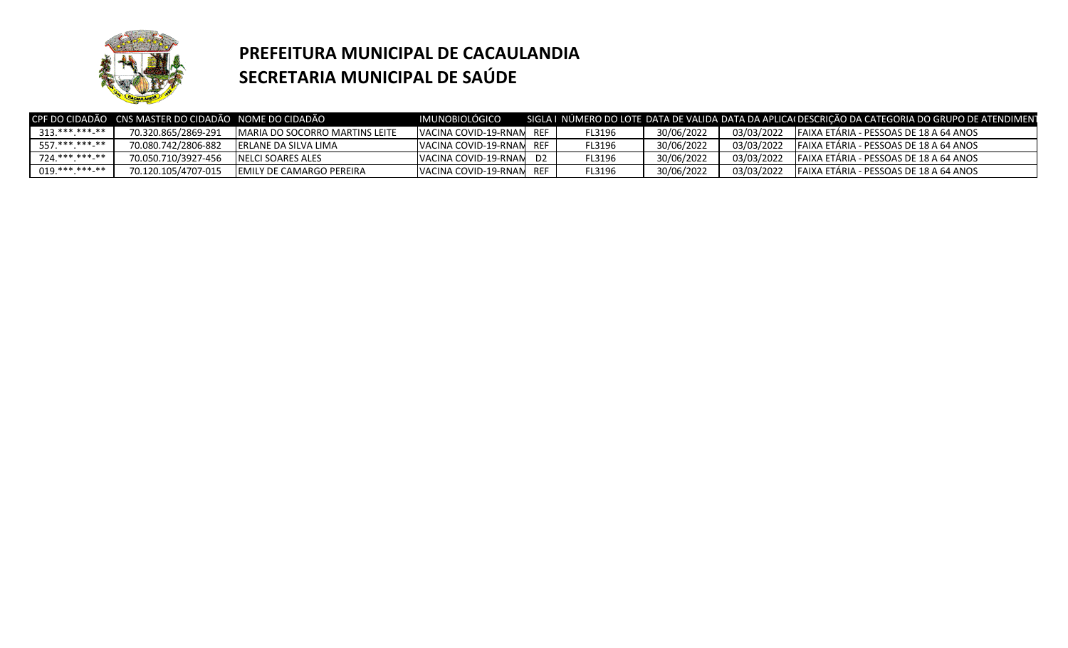# PREFEITURA MUNICIPAL DE CACAULANDIA
# SECRETARIA MUNICIPAL DE SAÚDE

| CPF DO CIDADÃO | CNS MASTER DO CIDADÃO | NOME DO CIDADÃO | IMUNOBIOLÓGICO | SIGLA I | NÚMERO DO LOTE | DATA DE VALIDA | DATA DA APLICA | DESCRIÇÃO DA CATEGORIA DO GRUPO DE ATENDIMENT |
|---|---|---|---|---|---|---|---|---|
| 313.\*\*\*.\*\*\*-\*\* | 70.320.865/2869-291 | MARIA DO SOCORRO MARTINS LEITE | VACINA COVID-19-RNAM | REF | FL3196 | 30/06/2022 | 03/03/2022 | FAIXA ETÁRIA - PESSOAS DE 18 A 64 ANOS |
| 557.\*\*\*.\*\*\*-\*\* | 70.080.742/2806-882 | ERLANE DA SILVA LIMA | VACINA COVID-19-RNAM | REF | FL3196 | 30/06/2022 | 03/03/2022 | FAIXA ETÁRIA - PESSOAS DE 18 A 64 ANOS |
| 724.\*\*\*.\*\*\*-\*\* | 70.050.710/3927-456 | NELCI SOARES ALES | VACINA COVID-19-RNAM | D2 | FL3196 | 30/06/2022 | 03/03/2022 | FAIXA ETÁRIA - PESSOAS DE 18 A 64 ANOS |
| 019.\*\*\*.\*\*\*-\*\* | 70.120.105/4707-015 | EMILY DE CAMARGO PEREIRA | VACINA COVID-19-RNAM | REF | FL3196 | 30/06/2022 | 03/03/2022 | FAIXA ETÁRIA - PESSOAS DE 18 A 64 ANOS |